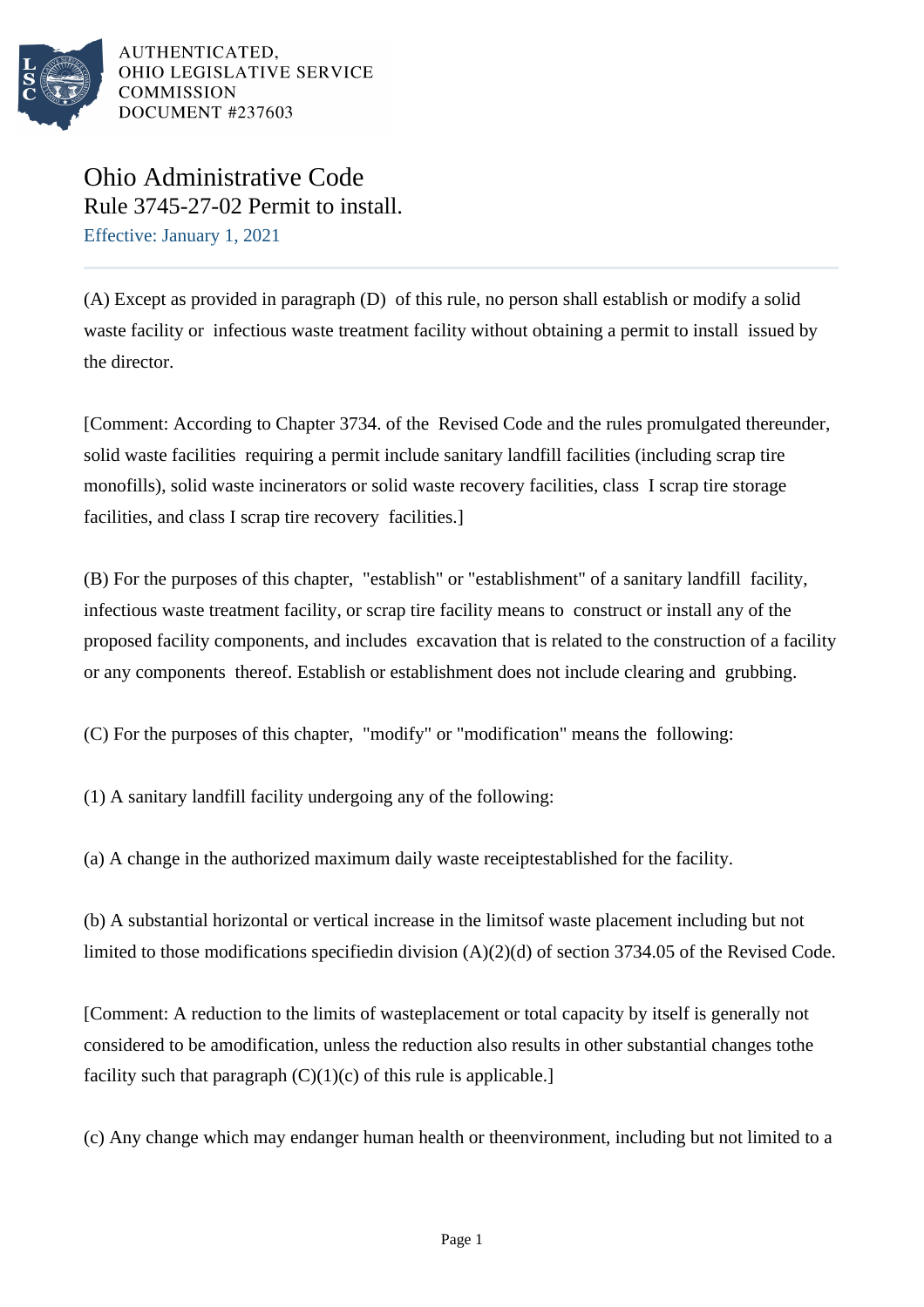AUTHENTICATED,
OHIO LEGISLATIVE SERVICE
COMMISSION
DOCUMENT #237603

# Ohio Administrative Code

## Rule 3745-27-02 Permit to install.

Effective: January 1, 2021

(A) Except as provided in paragraph (D) of this rule, no person shall establish or modify a solid waste facility or infectious waste treatment facility without obtaining a permit to install issued by the director.

[Comment: According to Chapter 3734. of the Revised Code and the rules promulgated thereunder, solid waste facilities requiring a permit include sanitary landfill facilities (including scrap tire monofills), solid waste incinerators or solid waste recovery facilities, class I scrap tire storage facilities, and class I scrap tire recovery facilities.]

(B) For the purposes of this chapter, "establish" or "establishment" of a sanitary landfill facility, infectious waste treatment facility, or scrap tire facility means to construct or install any of the proposed facility components, and includes excavation that is related to the construction of a facility or any components thereof. Establish or establishment does not include clearing and grubbing.

(C) For the purposes of this chapter, "modify" or "modification" means the following:

(1) A sanitary landfill facility undergoing any of the following:

(a) A change in the authorized maximum daily waste receiptestablished for the facility.

(b) A substantial horizontal or vertical increase in the limitsof waste placement including but not limited to those modifications specifiedin division (A)(2)(d) of section 3734.05 of the Revised Code.

[Comment: A reduction to the limits of wasteplacement or total capacity by itself is generally not considered to be amodification, unless the reduction also results in other substantial changes tothe facility such that paragraph (C)(1)(c) of this rule is applicable.]

(c) Any change which may endanger human health or theenvironment, including but not limited to a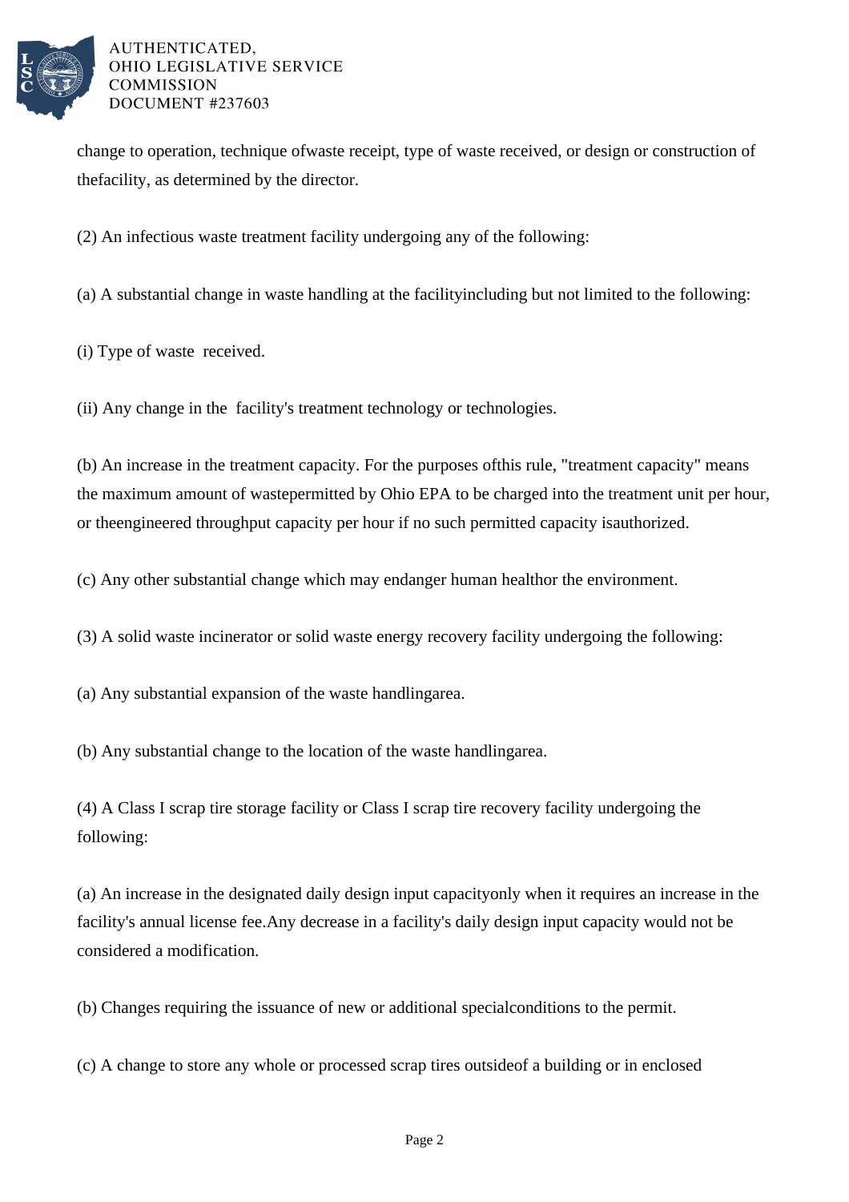change to operation, technique ofwaste receipt, type of waste received, or design or construction of thefacility, as determined by the director.

(2) An infectious waste treatment facility undergoing any of the following:

(a) A substantial change in waste handling at the facilityincluding but not limited to the following:

(i) Type of waste received.

(ii) Any change in the facility's treatment technology or technologies.

(b) An increase in the treatment capacity. For the purposes ofthis rule, "treatment capacity" means the maximum amount of wastepermitted by Ohio EPA to be charged into the treatment unit per hour, or theengineered throughput capacity per hour if no such permitted capacity isauthorized.

(c) Any other substantial change which may endanger human healthor the environment.

(3) A solid waste incinerator or solid waste energy recovery facility undergoing the following:

(a) Any substantial expansion of the waste handlingarea.

(b) Any substantial change to the location of the waste handlingarea.

(4) A Class I scrap tire storage facility or Class I scrap tire recovery facility undergoing the following:

(a) An increase in the designated daily design input capacityonly when it requires an increase in the facility's annual license fee.Any decrease in a facility's daily design input capacity would not be considered a modification.

(b) Changes requiring the issuance of new or additional specialconditions to the permit.

(c) A change to store any whole or processed scrap tires outsideof a building or in enclosed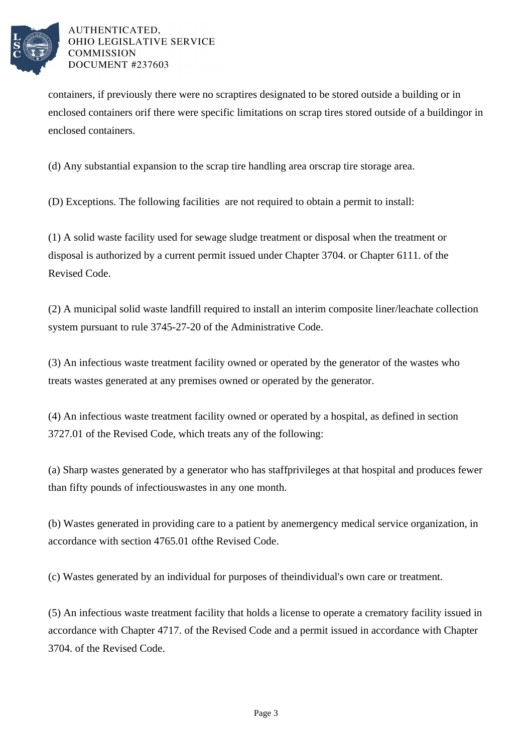containers, if previously there were no scraptires designated to be stored outside a building or in enclosed containers orif there were specific limitations on scrap tires stored outside of a buildingor in enclosed containers.

(d) Any substantial expansion to the scrap tire handling area orscrap tire storage area.

(D) Exceptions. The following facilities are not required to obtain a permit to install:

(1) A solid waste facility used for sewage sludge treatment or disposal when the treatment or disposal is authorized by a current permit issued under Chapter 3704. or Chapter 6111. of the Revised Code.

(2) A municipal solid waste landfill required to install an interim composite liner/leachate collection system pursuant to rule 3745-27-20 of the Administrative Code.

(3) An infectious waste treatment facility owned or operated by the generator of the wastes who treats wastes generated at any premises owned or operated by the generator.

(4) An infectious waste treatment facility owned or operated by a hospital, as defined in section 3727.01 of the Revised Code, which treats any of the following:

(a) Sharp wastes generated by a generator who has staffprivileges at that hospital and produces fewer than fifty pounds of infectiouswastes in any one month.

(b) Wastes generated in providing care to a patient by anemergency medical service organization, in accordance with section 4765.01 ofthe Revised Code.

(c) Wastes generated by an individual for purposes of theindividual's own care or treatment.

(5) An infectious waste treatment facility that holds a license to operate a crematory facility issued in accordance with Chapter 4717. of the Revised Code and a permit issued in accordance with Chapter 3704. of the Revised Code.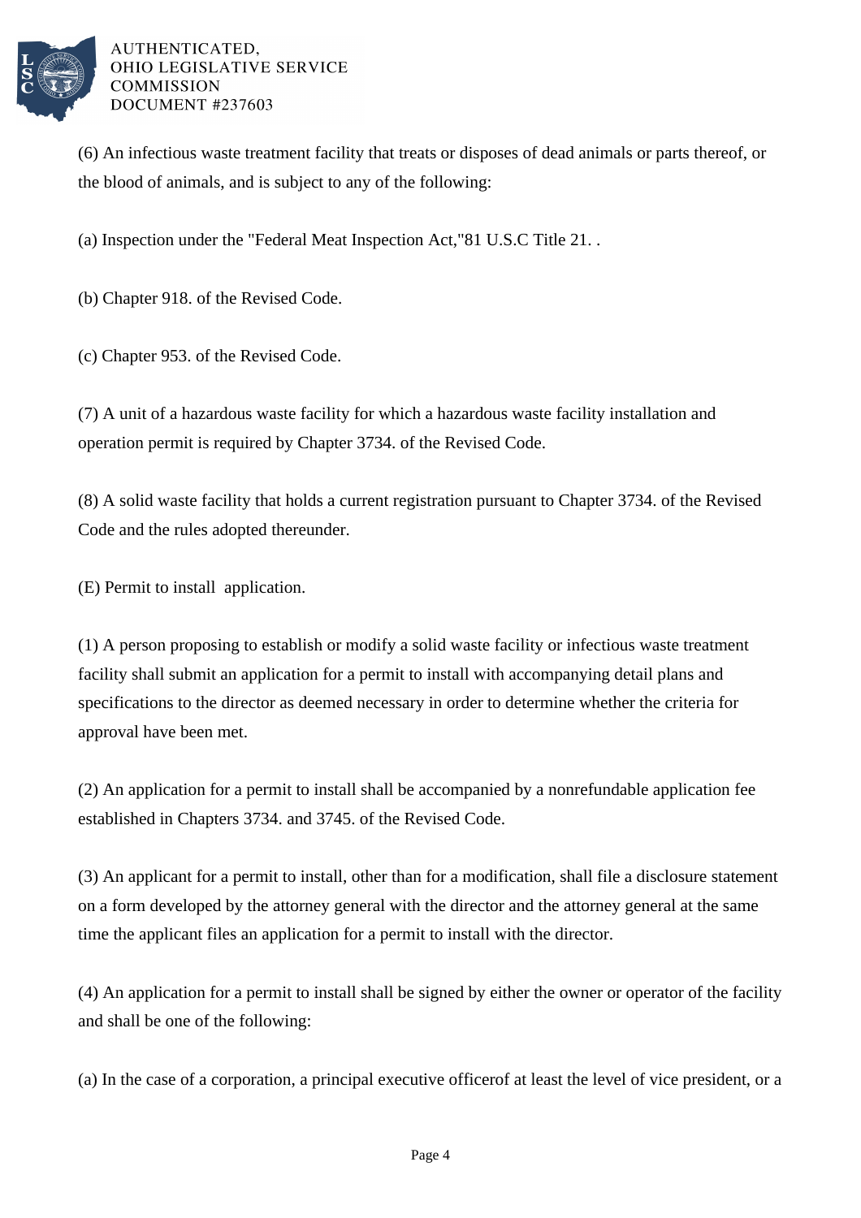(6) An infectious waste treatment facility that treats or disposes of dead animals or parts thereof, or the blood of animals, and is subject to any of the following:

(a) Inspection under the "Federal Meat Inspection Act,"81 U.S.C Title 21. .

(b) Chapter 918. of the Revised Code.

(c) Chapter 953. of the Revised Code.

(7) A unit of a hazardous waste facility for which a hazardous waste facility installation and operation permit is required by Chapter 3734. of the Revised Code.

(8) A solid waste facility that holds a current registration pursuant to Chapter 3734. of the Revised Code and the rules adopted thereunder.

(E) Permit to install application.

(1) A person proposing to establish or modify a solid waste facility or infectious waste treatment facility shall submit an application for a permit to install with accompanying detail plans and specifications to the director as deemed necessary in order to determine whether the criteria for approval have been met.

(2) An application for a permit to install shall be accompanied by a nonrefundable application fee established in Chapters 3734. and 3745. of the Revised Code.

(3) An applicant for a permit to install, other than for a modification, shall file a disclosure statement on a form developed by the attorney general with the director and the attorney general at the same time the applicant files an application for a permit to install with the director.

(4) An application for a permit to install shall be signed by either the owner or operator of the facility and shall be one of the following:

(a) In the case of a corporation, a principal executive officerof at least the level of vice president, or a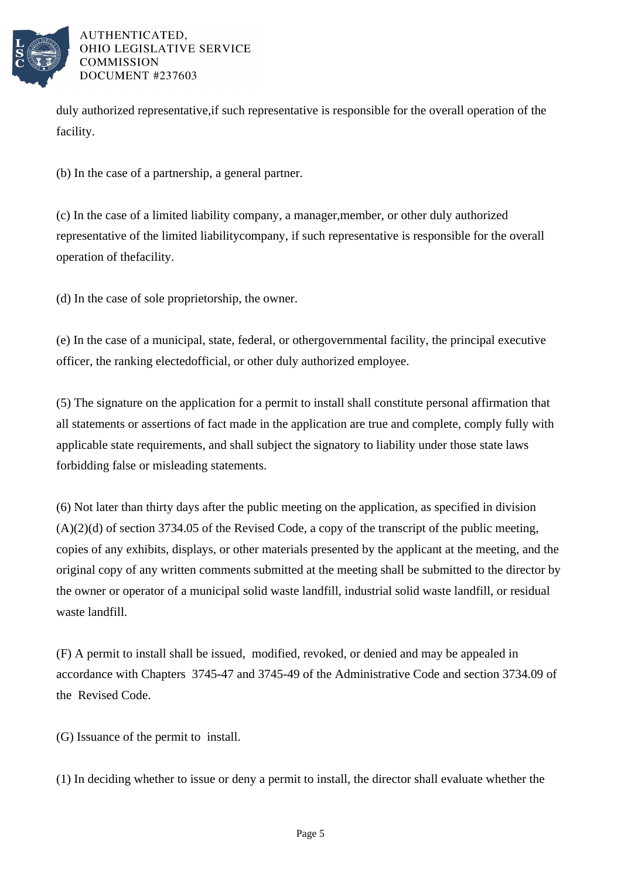duly authorized representative,if such representative is responsible for the overall operation of the facility.

(b) In the case of a partnership, a general partner.

(c) In the case of a limited liability company, a manager,member, or other duly authorized representative of the limited liabilitycompany, if such representative is responsible for the overall operation of thefacility.

(d) In the case of sole proprietorship, the owner.

(e) In the case of a municipal, state, federal, or othergovernmental facility, the principal executive officer, the ranking electedofficial, or other duly authorized employee.

(5) The signature on the application for a permit to install shall constitute personal affirmation that all statements or assertions of fact made in the application are true and complete, comply fully with applicable state requirements, and shall subject the signatory to liability under those state laws forbidding false or misleading statements.

(6) Not later than thirty days after the public meeting on the application, as specified in division (A)(2)(d) of section 3734.05 of the Revised Code, a copy of the transcript of the public meeting, copies of any exhibits, displays, or other materials presented by the applicant at the meeting, and the original copy of any written comments submitted at the meeting shall be submitted to the director by the owner or operator of a municipal solid waste landfill, industrial solid waste landfill, or residual waste landfill.

(F) A permit to install shall be issued, modified, revoked, or denied and may be appealed in accordance with Chapters 3745-47 and 3745-49 of the Administrative Code and section 3734.09 of the Revised Code.

(G) Issuance of the permit to install.

(1) In deciding whether to issue or deny a permit to install, the director shall evaluate whether the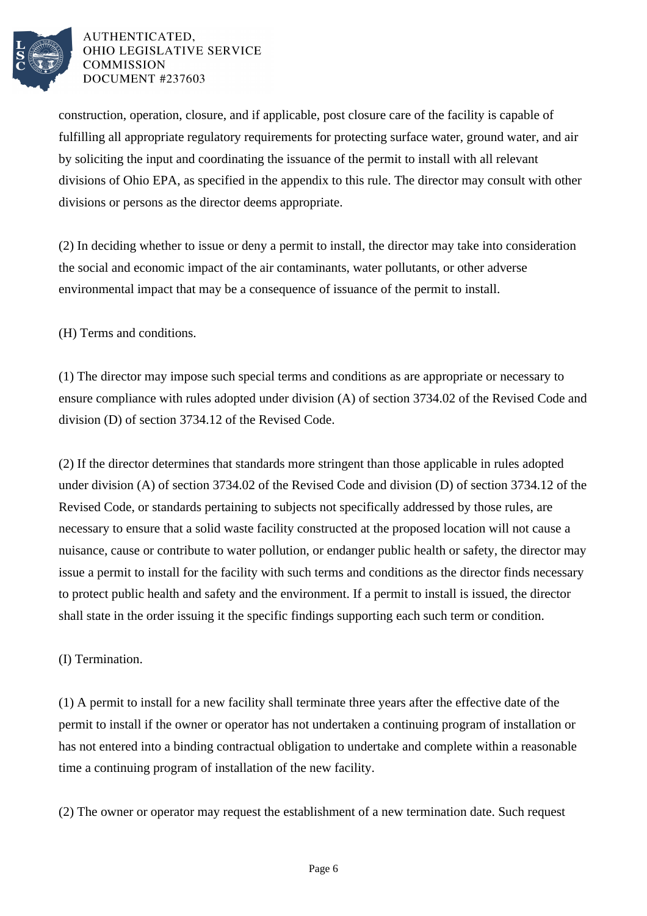construction, operation, closure, and if applicable, post closure care of the facility is capable of fulfilling all appropriate regulatory requirements for protecting surface water, ground water, and air by soliciting the input and coordinating the issuance of the permit to install with all relevant divisions of Ohio EPA, as specified in the appendix to this rule. The director may consult with other divisions or persons as the director deems appropriate.

(2) In deciding whether to issue or deny a permit to install, the director may take into consideration the social and economic impact of the air contaminants, water pollutants, or other adverse environmental impact that may be a consequence of issuance of the permit to install.

(H) Terms and conditions.

(1) The director may impose such special terms and conditions as are appropriate or necessary to ensure compliance with rules adopted under division (A) of section 3734.02 of the Revised Code and division (D) of section 3734.12 of the Revised Code.

(2) If the director determines that standards more stringent than those applicable in rules adopted under division (A) of section 3734.02 of the Revised Code and division (D) of section 3734.12 of the Revised Code, or standards pertaining to subjects not specifically addressed by those rules, are necessary to ensure that a solid waste facility constructed at the proposed location will not cause a nuisance, cause or contribute to water pollution, or endanger public health or safety, the director may issue a permit to install for the facility with such terms and conditions as the director finds necessary to protect public health and safety and the environment. If a permit to install is issued, the director shall state in the order issuing it the specific findings supporting each such term or condition.

(I) Termination.

(1) A permit to install for a new facility shall terminate three years after the effective date of the permit to install if the owner or operator has not undertaken a continuing program of installation or has not entered into a binding contractual obligation to undertake and complete within a reasonable time a continuing program of installation of the new facility.

(2) The owner or operator may request the establishment of a new termination date. Such request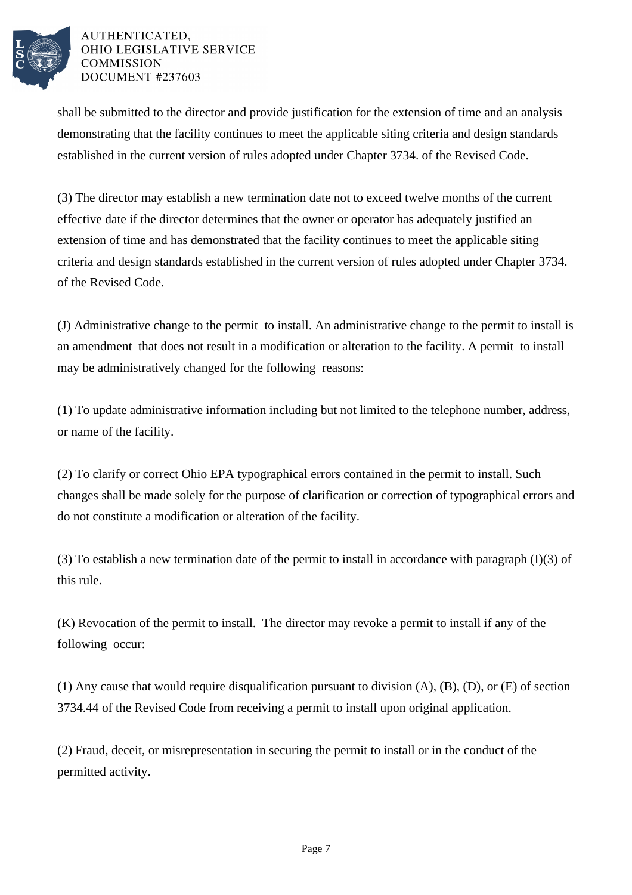shall be submitted to the director and provide justification for the extension of time and an analysis demonstrating that the facility continues to meet the applicable siting criteria and design standards established in the current version of rules adopted under Chapter 3734. of the Revised Code.

(3) The director may establish a new termination date not to exceed twelve months of the current effective date if the director determines that the owner or operator has adequately justified an extension of time and has demonstrated that the facility continues to meet the applicable siting criteria and design standards established in the current version of rules adopted under Chapter 3734. of the Revised Code.

(J) Administrative change to the permit to install. An administrative change to the permit to install is an amendment that does not result in a modification or alteration to the facility. A permit to install may be administratively changed for the following reasons:

(1) To update administrative information including but not limited to the telephone number, address, or name of the facility.

(2) To clarify or correct Ohio EPA typographical errors contained in the permit to install. Such changes shall be made solely for the purpose of clarification or correction of typographical errors and do not constitute a modification or alteration of the facility.

(3) To establish a new termination date of the permit to install in accordance with paragraph (I)(3) of this rule.

(K) Revocation of the permit to install. The director may revoke a permit to install if any of the following occur:

(1) Any cause that would require disqualification pursuant to division (A), (B), (D), or (E) of section 3734.44 of the Revised Code from receiving a permit to install upon original application.

(2) Fraud, deceit, or misrepresentation in securing the permit to install or in the conduct of the permitted activity.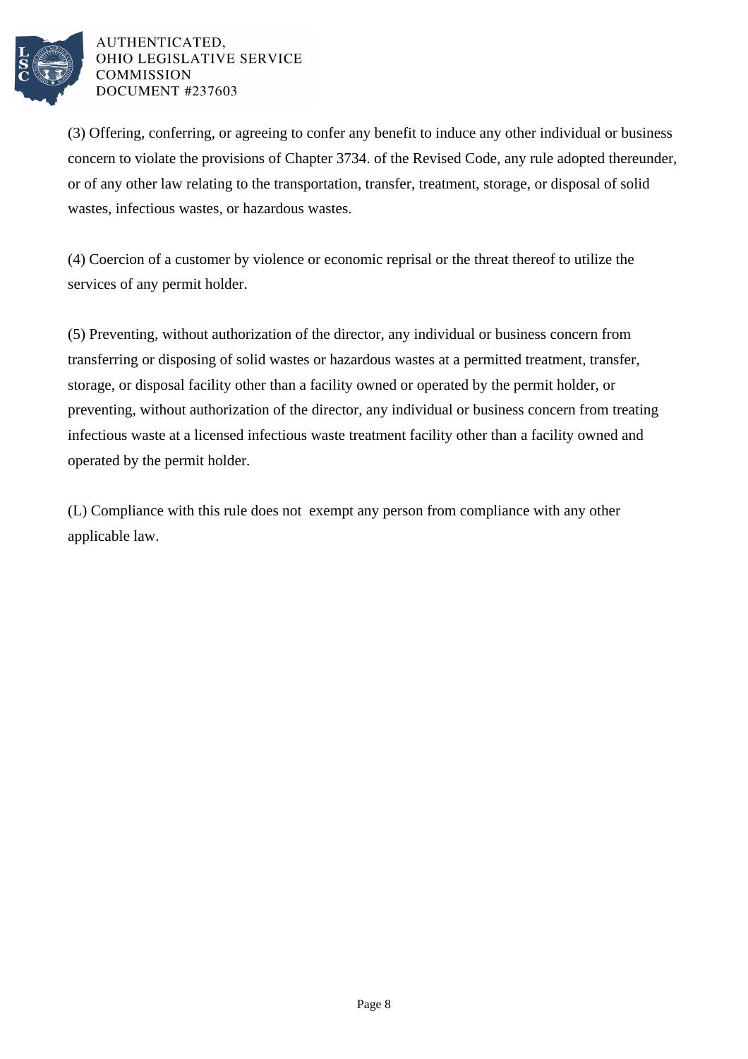(3) Offering, conferring, or agreeing to confer any benefit to induce any other individual or business concern to violate the provisions of Chapter 3734. of the Revised Code, any rule adopted thereunder, or of any other law relating to the transportation, transfer, treatment, storage, or disposal of solid wastes, infectious wastes, or hazardous wastes.

(4) Coercion of a customer by violence or economic reprisal or the threat thereof to utilize the services of any permit holder.

(5) Preventing, without authorization of the director, any individual or business concern from transferring or disposing of solid wastes or hazardous wastes at a permitted treatment, transfer, storage, or disposal facility other than a facility owned or operated by the permit holder, or preventing, without authorization of the director, any individual or business concern from treating infectious waste at a licensed infectious waste treatment facility other than a facility owned and operated by the permit holder.

(L) Compliance with this rule does not exempt any person from compliance with any other applicable law.